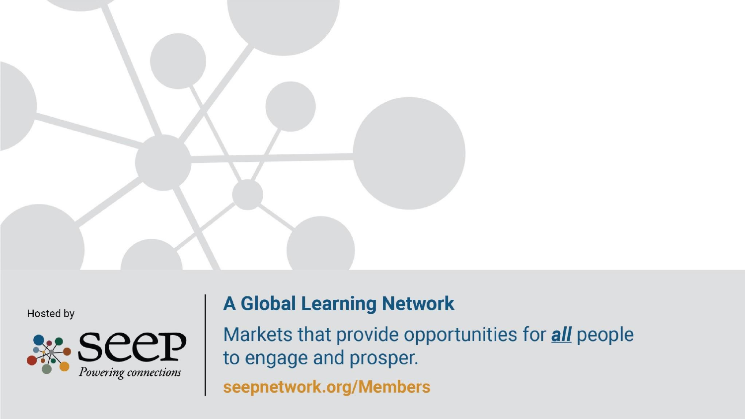Hosted by

seep
*Powering connections*

**A Global Learning Network**

Markets that provide opportunities for ***all*** people to engage and prosper.

**seepnetwork.org/Members**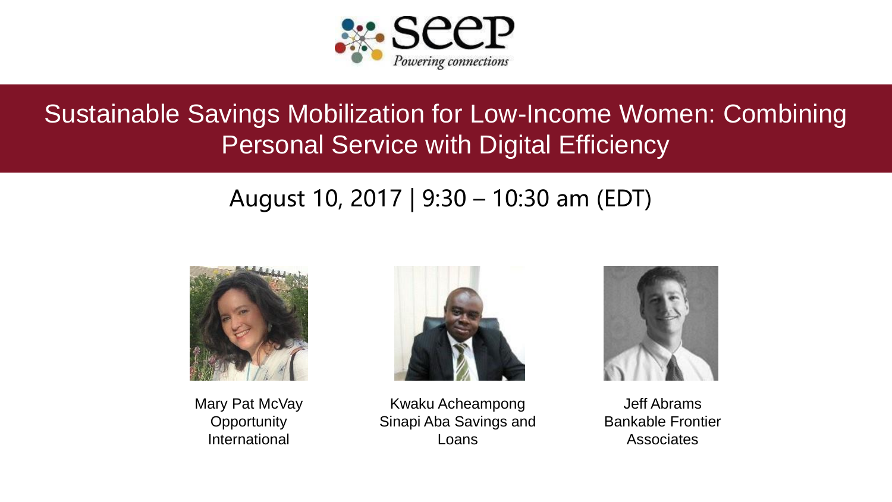SEEP
*Powering connections*

# Sustainable Savings Mobilization for Low-Income Women: Combining Personal Service with Digital Efficiency

## August 10, 2017 | 9:30 – 10:30 am (EDT)

Mary Pat McVay
Opportunity International

Kwaku Acheampong
Sinapi Aba Savings and Loans

Jeff Abrams
Bankable Frontier Associates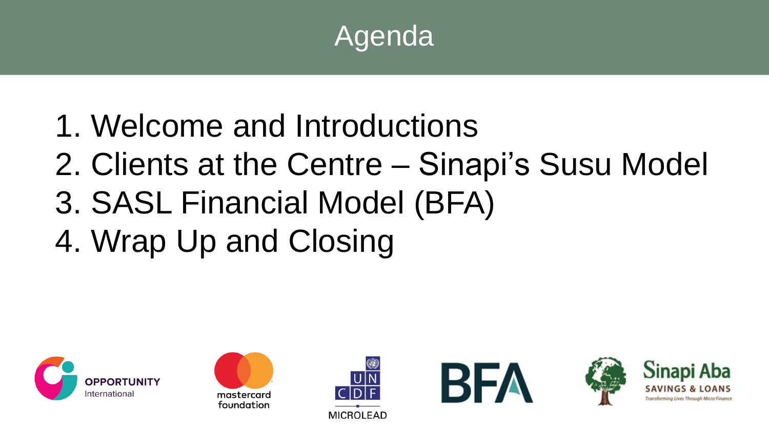# Agenda

1. Welcome and Introductions
2. Clients at the Centre – Sinapi's Susu Model
3. SASL Financial Model (BFA)
4. Wrap Up and Closing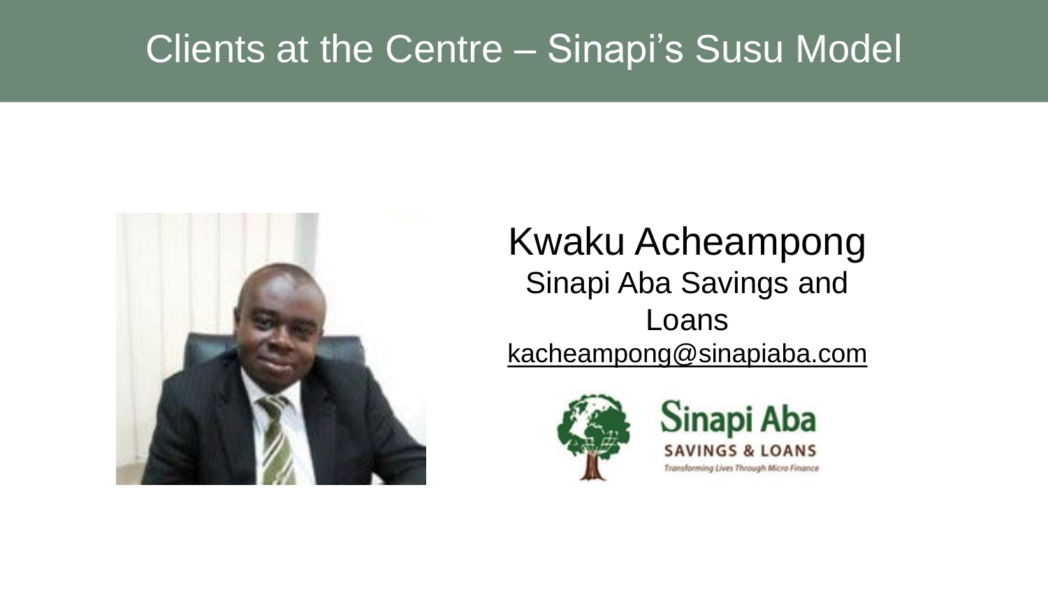# Clients at the Centre – Sinapi's Susu Model

Kwaku Acheampong

Sinapi Aba Savings and Loans

kacheampong@sinapiaba.com

Sinapi Aba

SAVINGS & LOANS

Transforming Lives Through Micro Finance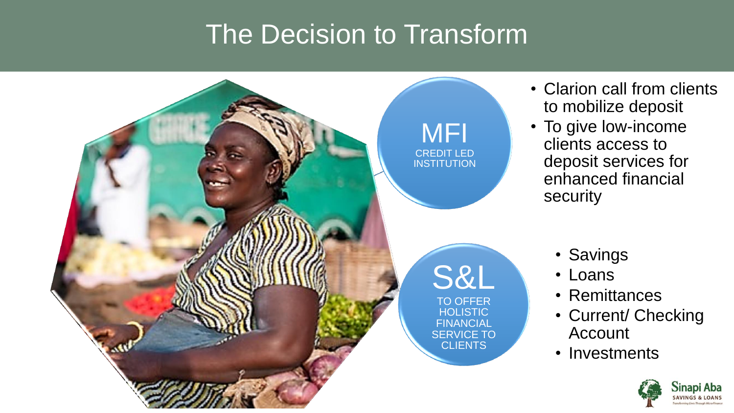# The Decision to Transform

**MFI**
CREDIT LED INSTITUTION

**S&L**
TO OFFER HOLISTIC FINANCIAL SERVICE TO CLIENTS

- Clarion call from clients to mobilize deposit
- To give low-income clients access to deposit services for enhanced financial security

- Savings
- Loans
- Remittances
- Current/ Checking Account
- Investments

Sinapi Aba SAVINGS & LOANS
Transforming Lives Through Micro Finance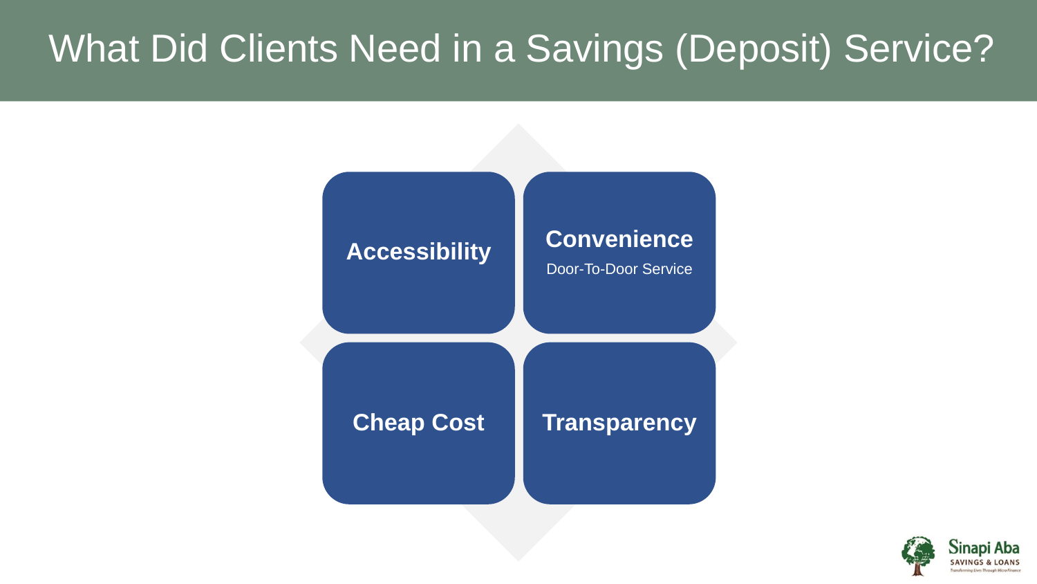# What Did Clients Need in a Savings (Deposit) Service?

**Accessibility**

**Convenience**
Door-To-Door Service

**Cheap Cost**

**Transparency**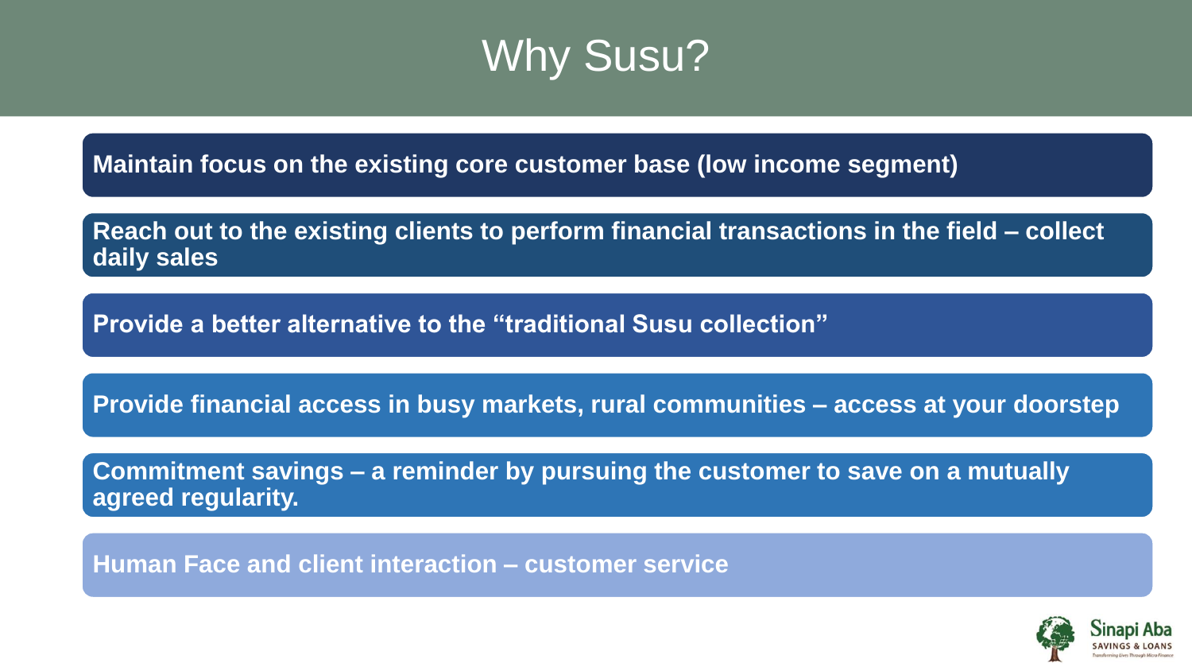# Why Susu?

- **Maintain focus on the existing core customer base (low income segment)**
- **Reach out to the existing clients to perform financial transactions in the field – collect daily sales**
- **Provide a better alternative to the "traditional Susu collection"**
- **Provide financial access in busy markets, rural communities – access at your doorstep**
- **Commitment savings – a reminder by pursuing the customer to save on a mutually agreed regularity.**
- **Human Face and client interaction – customer service**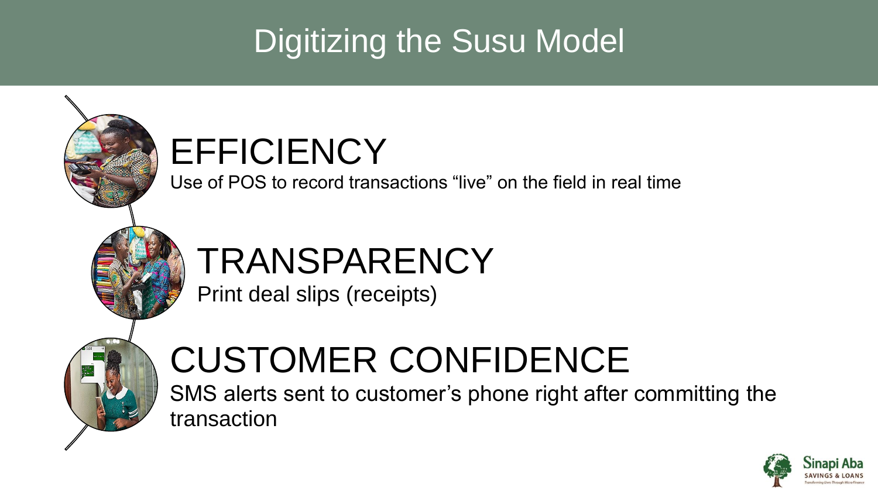# Digitizing the Susu Model

## EFFICIENCY

Use of POS to record transactions "live" on the field in real time

## TRANSPARENCY

Print deal slips (receipts)

## CUSTOMER CONFIDENCE

SMS alerts sent to customer's phone right after committing the transaction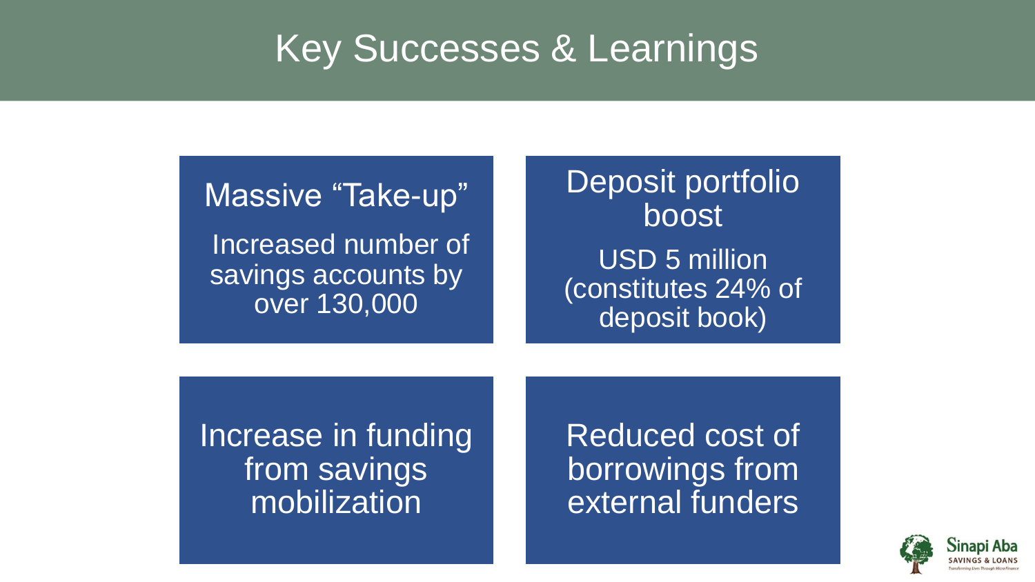# Key Successes & Learnings

### Massive "Take-up"

Increased number of savings accounts by over 130,000

### Deposit portfolio boost

USD 5 million (constitutes 24% of deposit book)

### Increase in funding from savings mobilization

### Reduced cost of borrowings from external funders

Sinapi Aba SAVINGS & LOANS
Transforming Lives Through Micro Finance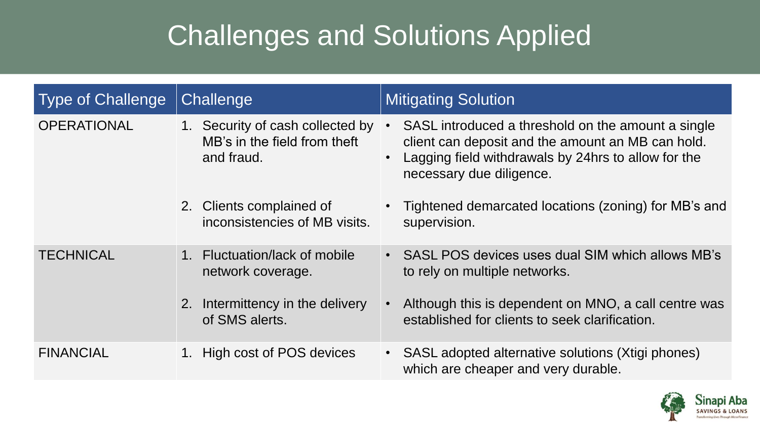# Challenges and Solutions Applied

| Type of Challenge | Challenge | Mitigating Solution |
|---|---|---|
| OPERATIONAL | 1. Security of cash collected by MB's in the field from theft and fraud. | • SASL introduced a threshold on the amount a single client can deposit and the amount an MB can hold.<br>• Lagging field withdrawals by 24hrs to allow for the necessary due diligence. |
| | 2. Clients complained of inconsistencies of MB visits. | • Tightened demarcated locations (zoning) for MB's and supervision. |
| TECHNICAL | 1. Fluctuation/lack of mobile network coverage. | • SASL POS devices uses dual SIM which allows MB's to rely on multiple networks. |
| | 2. Intermittency in the delivery of SMS alerts. | • Although this is dependent on MNO, a call centre was established for clients to seek clarification. |
| FINANCIAL | 1. High cost of POS devices | • SASL adopted alternative solutions (Xtigi phones) which are cheaper and very durable. |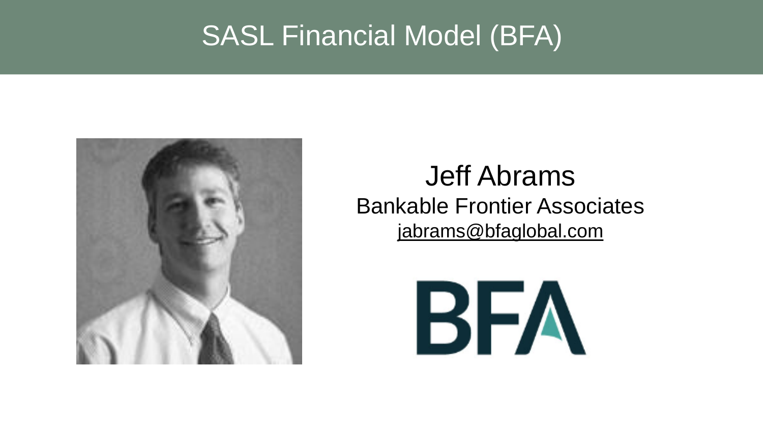# SASL Financial Model (BFA)

Jeff Abrams

Bankable Frontier Associates

jabrams@bfaglobal.com

BFA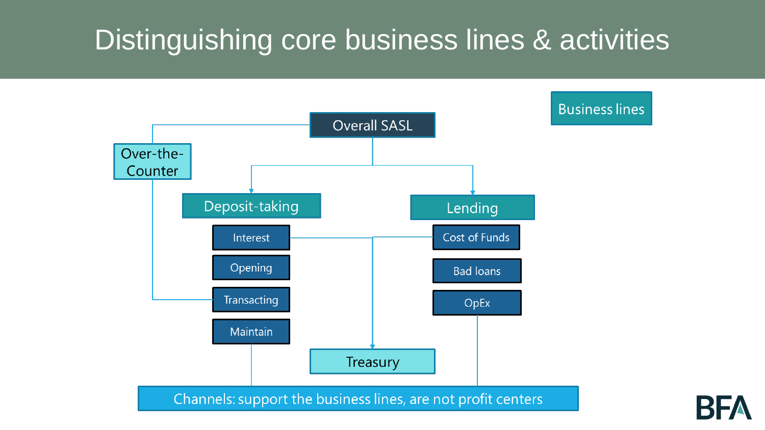# Distinguishing core business lines & activities

Business lines

Overall SASL

Over-the-Counter

Deposit-taking

- Interest
- Opening
- Transacting
- Maintain

Lending

- Cost of Funds
- Bad loans
- OpEx

Treasury

Channels: support the business lines, are not profit centers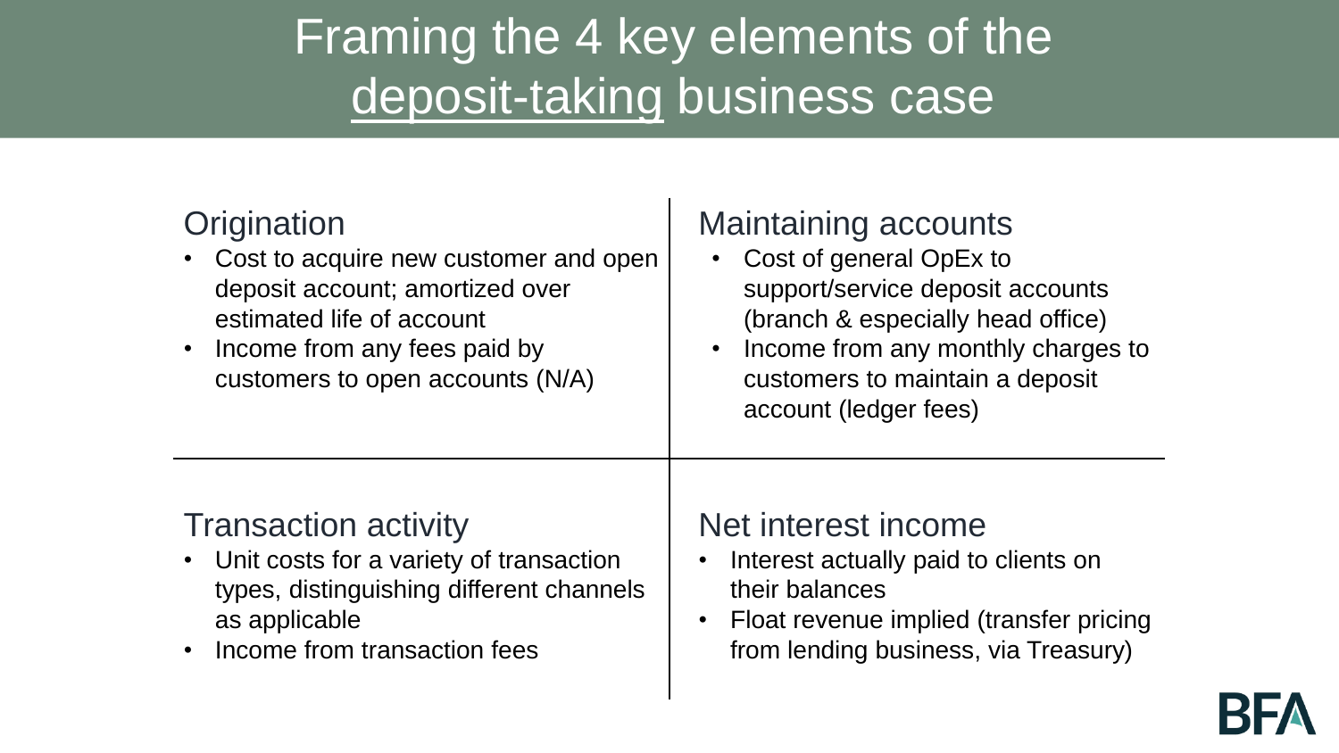# Framing the 4 key elements of the deposit-taking business case

## Origination

- Cost to acquire new customer and open deposit account; amortized over estimated life of account
- Income from any fees paid by customers to open accounts (N/A)

## Maintaining accounts

- Cost of general OpEx to support/service deposit accounts (branch & especially head office)
- Income from any monthly charges to customers to maintain a deposit account (ledger fees)

## Transaction activity

- Unit costs for a variety of transaction types, distinguishing different channels as applicable
- Income from transaction fees

## Net interest income

- Interest actually paid to clients on their balances
- Float revenue implied (transfer pricing from lending business, via Treasury)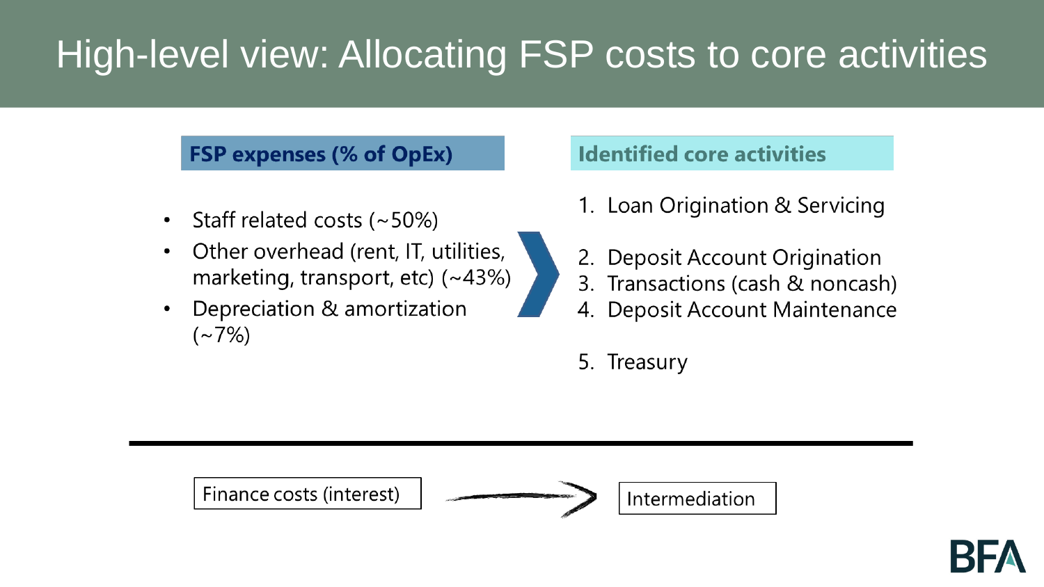# High-level view: Allocating FSP costs to core activities

**FSP expenses (% of OpEx)**

- Staff related costs (~50%)
- Other overhead (rent, IT, utilities, marketing, transport, etc) (~43%)
- Depreciation & amortization (~7%)

**Identified core activities**

1. Loan Origination & Servicing
2. Deposit Account Origination
3. Transactions (cash & noncash)
4. Deposit Account Maintenance
5. Treasury

---

Finance costs (interest) → Intermediation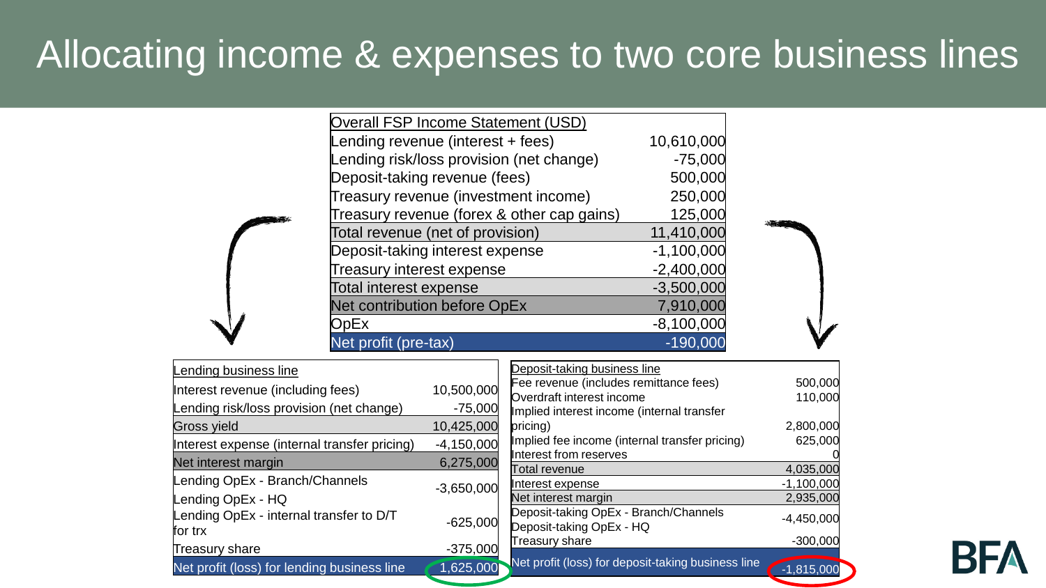# Allocating income & expenses to two core business lines

| Overall FSP Income Statement (USD) | |
|---|---|
| Lending revenue (interest + fees) | 10,610,000 |
| Lending risk/loss provision (net change) | -75,000 |
| Deposit-taking revenue (fees) | 500,000 |
| Treasury revenue (investment income) | 250,000 |
| Treasury revenue (forex & other cap gains) | 125,000 |
| Total revenue (net of provision) | 11,410,000 |
| Deposit-taking interest expense | -1,100,000 |
| Treasury interest expense | -2,400,000 |
| Total interest expense | -3,500,000 |
| Net contribution before OpEx | 7,910,000 |
| OpEx | -8,100,000 |
| Net profit (pre-tax) | -190,000 |

| Lending business line | |
|---|---|
| Interest revenue (including fees) | 10,500,000 |
| Lending risk/loss provision (net change) | -75,000 |
| Gross yield | 10,425,000 |
| Interest expense (internal transfer pricing) | -4,150,000 |
| Net interest margin | 6,275,000 |
| Lending OpEx - Branch/Channels<br>Lending OpEx - HQ | -3,650,000 |
| Lending OpEx - internal transfer to D/T for trx | -625,000 |
| Treasury share | -375,000 |
| Net profit (loss) for lending business line | 1,625,000 |

| Deposit-taking business line | |
|---|---|
| Fee revenue (includes remittance fees) | 500,000 |
| Overdraft interest income | 110,000 |
| Implied interest income (internal transfer pricing) | 2,800,000 |
| Implied fee income (internal transfer pricing) | 625,000 |
| Interest from reserves | 0 |
| Total revenue | 4,035,000 |
| Interest expense | -1,100,000 |
| Net interest margin | 2,935,000 |
| Deposit-taking OpEx - Branch/Channels<br>Deposit-taking OpEx - HQ | -4,450,000 |
| Treasury share | -300,000 |
| Net profit (loss) for deposit-taking business line | -1,815,000 |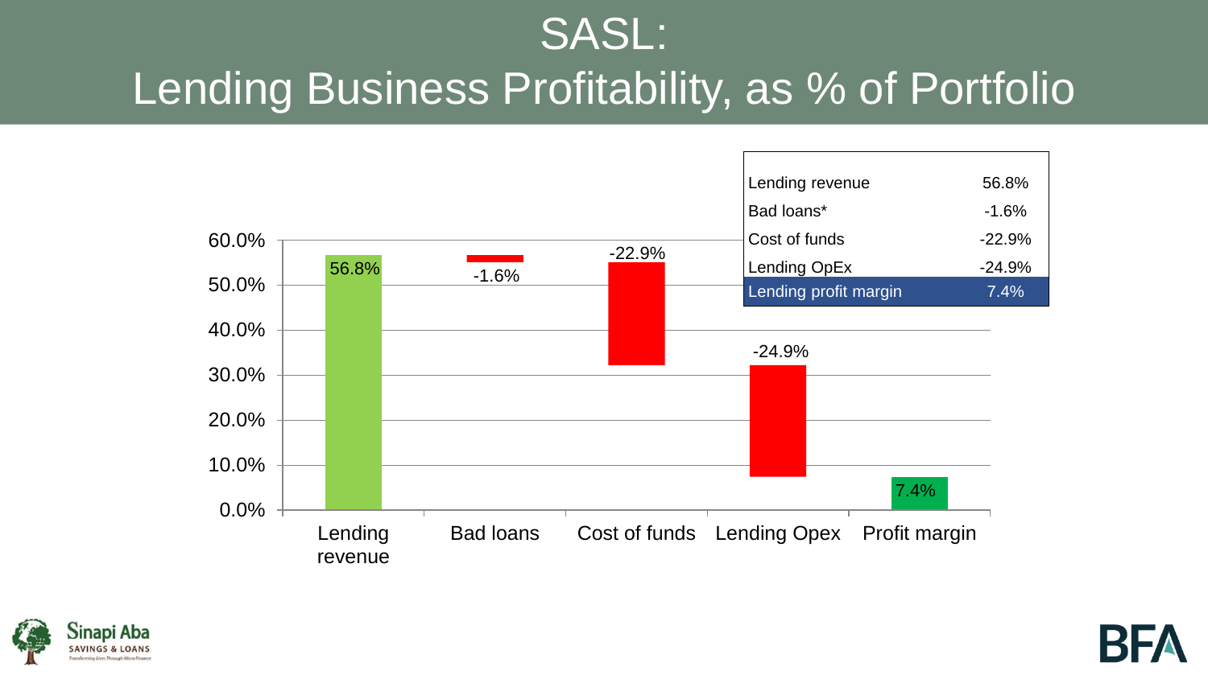# SASL:
# Lending Business Profitability, as % of Portfolio

| Lending revenue | 56.8% |
|---|---|
| Bad loans* | -1.6% |
| Cost of funds | -22.9% |
| Lending OpEx | -24.9% |
| **Lending profit margin** | **7.4%** |

60.0%
50.0%
40.0%
30.0%
20.0%
10.0%
0.0%

56.8% -1.6% -22.9% -24.9% 7.4%

Lending revenue | Bad loans | Cost of funds | Lending Opex | Profit margin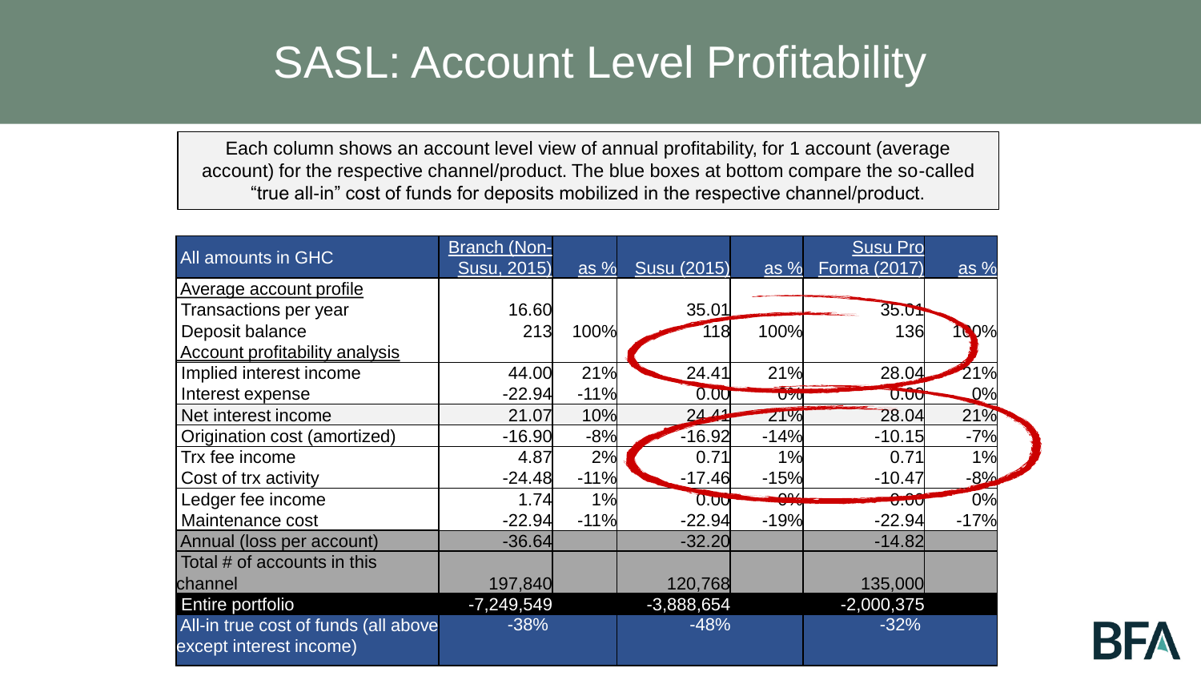# SASL: Account Level Profitability

Each column shows an account level view of annual profitability, for 1 account (average account) for the respective channel/product. The blue boxes at bottom compare the so-called "true all-in" cost of funds for deposits mobilized in the respective channel/product.

| All amounts in GHC | Branch (Non-Susu, 2015) | as % | Susu (2015) | as % | Susu Pro Forma (2017) | as % |
|---|---|---|---|---|---|---|
| Average account profile | | | | | | |
| Transactions per year | 16.60 | | 35.01 | | 35.01 | |
| Deposit balance | 213 | 100% | 118 | 100% | 136 | 100% |
| Account profitability analysis | | | | | | |
| Implied interest income | 44.00 | 21% | 24.41 | 21% | 28.04 | 21% |
| Interest expense | -22.94 | -11% | 0.00 | 0% | 0.00 | 0% |
| Net interest income | 21.07 | 10% | 24.41 | 21% | 28.04 | 21% |
| Origination cost (amortized) | -16.90 | -8% | -16.92 | -14% | -10.15 | -7% |
| Trx fee income | 4.87 | 2% | 0.71 | 1% | 0.71 | 1% |
| Cost of trx activity | -24.48 | -11% | -17.46 | -15% | -10.47 | -8% |
| Ledger fee income | 1.74 | 1% | 0.00 | 0% | 0.00 | 0% |
| Maintenance cost | -22.94 | -11% | -22.94 | -19% | -22.94 | -17% |
| Annual (loss per account) | -36.64 | | -32.20 | | -14.82 | |
| Total # of accounts in this channel | 197,840 | | 120,768 | | 135,000 | |
| Entire portfolio | -7,249,549 | | -3,888,654 | | -2,000,375 | |
| All-in true cost of funds (all above except interest income) | -38% | | -48% | | -32% | |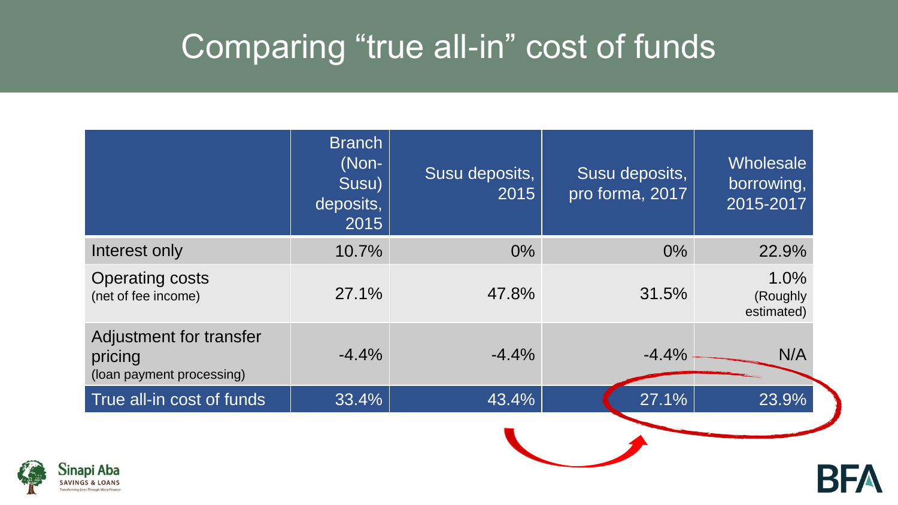# Comparing "true all-in" cost of funds

| | Branch (Non-Susu) deposits, 2015 | Susu deposits, 2015 | Susu deposits, pro forma, 2017 | Wholesale borrowing, 2015-2017 |
|---|---|---|---|---|
| Interest only | 10.7% | 0% | 0% | 22.9% |
| Operating costs (net of fee income) | 27.1% | 47.8% | 31.5% | 1.0% (Roughly estimated) |
| Adjustment for transfer pricing (loan payment processing) | -4.4% | -4.4% | -4.4% | N/A |
| True all-in cost of funds | 33.4% | 43.4% | 27.1% | 23.9% |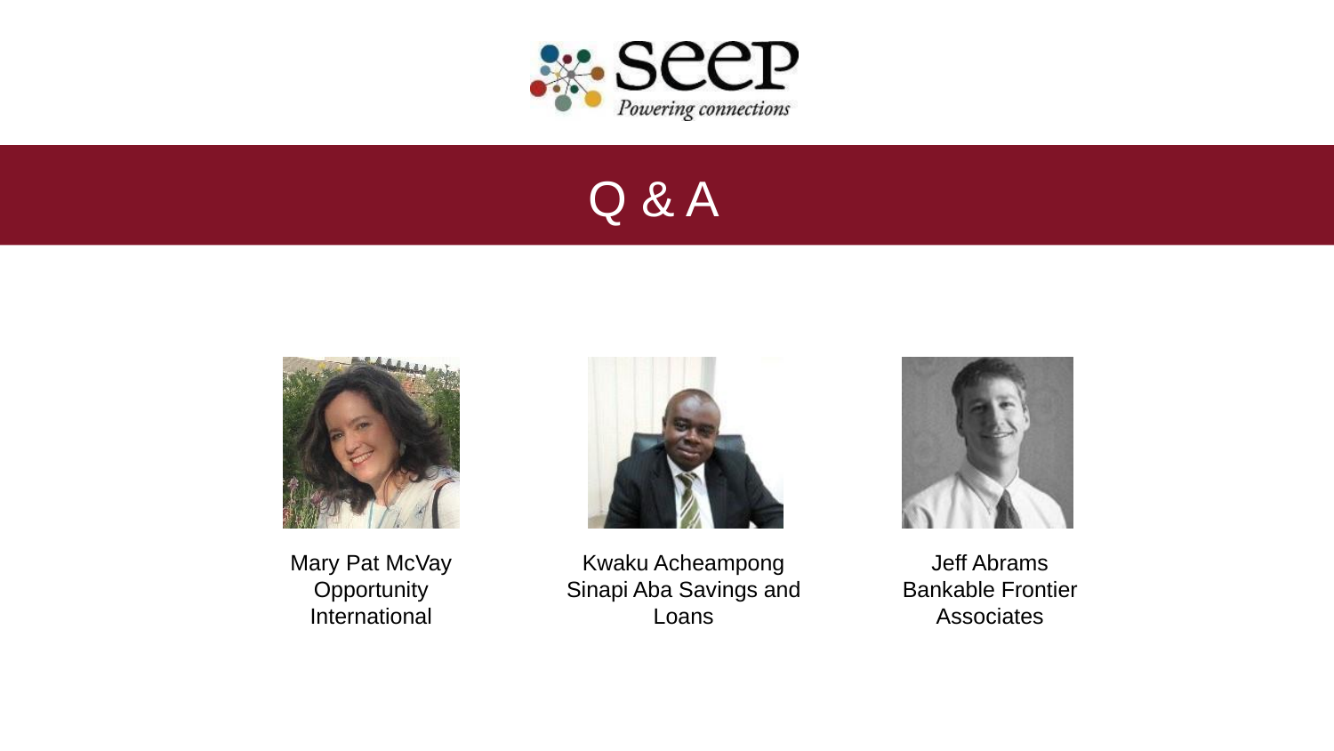seep
*Powering connections*

# Q & A

Mary Pat McVay
Opportunity International

Kwaku Acheampong
Sinapi Aba Savings and Loans

Jeff Abrams
Bankable Frontier Associates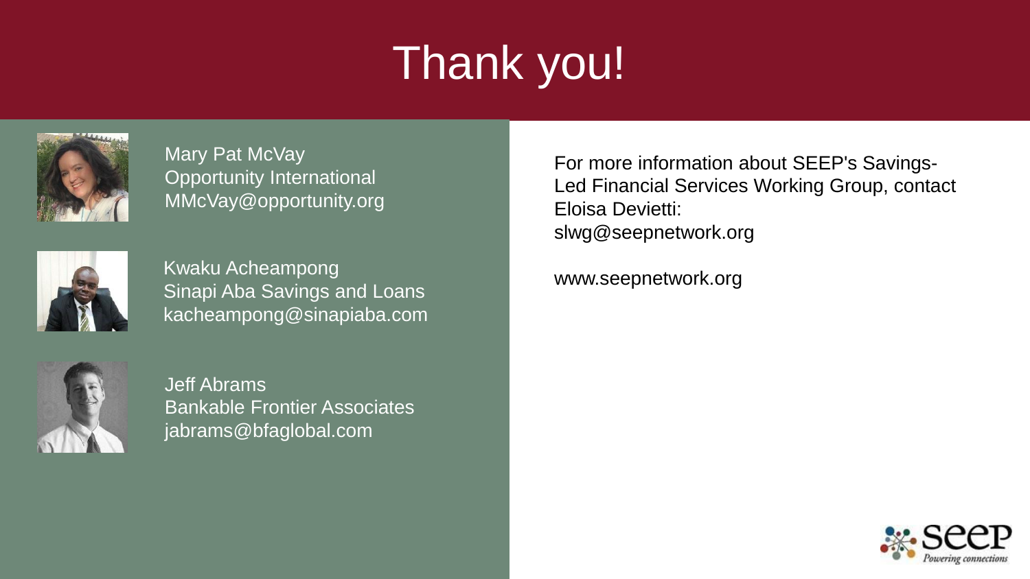# Thank you!

Mary Pat McVay
Opportunity International
MMcVay@opportunity.org

Kwaku Acheampong
Sinapi Aba Savings and Loans
kacheampong@sinapiaba.com

Jeff Abrams
Bankable Frontier Associates
jabrams@bfaglobal.com

For more information about SEEP's Savings-Led Financial Services Working Group, contact Eloisa Devietti:
slwg@seepnetwork.org

www.seepnetwork.org

seep
Powering connections